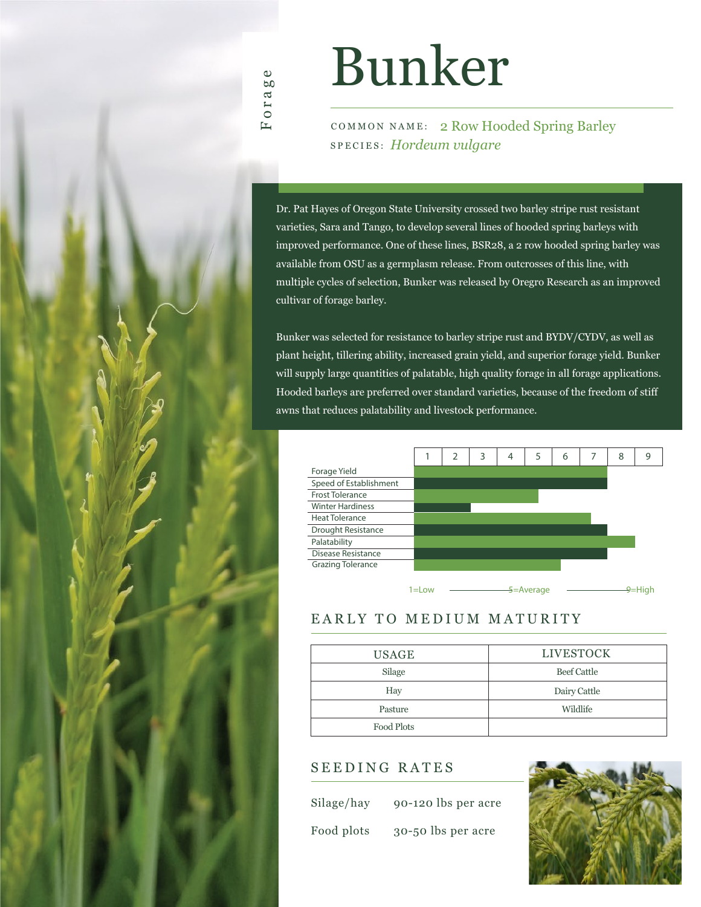Forage

# Bunker

COMMON NAME: 2 Row Hooded Spring Barley
SPECIES: *Hordeum vulgare*

Dr. Pat Hayes of Oregon State University crossed two barley stripe rust resistant varieties, Sara and Tango, to develop several lines of hooded spring barleys with improved performance. One of these lines, BSR28, a 2 row hooded spring barley was available from OSU as a germplasm release. From outcrosses of this line, with multiple cycles of selection, Bunker was released by Oregro Research as an improved cultivar of forage barley.

Bunker was selected for resistance to barley stripe rust and BYDV/CYDV, as well as plant height, tillering ability, increased grain yield, and superior forage yield. Bunker will supply large quantities of palatable, high quality forage in all forage applications. Hooded barleys are preferred over standard varieties, because of the freedom of stiff awns that reduces palatability and livestock performance.

| Trait | Rating (1–9, approximate bar length) |
|---|---|
| Forage Yield | 7 |
| Speed of Establishment | 7 |
| Frost Tolerance | 5 |
| Winter Hardiness | 2 |
| Heat Tolerance | 6.5 |
| Drought Resistance | 7 |
| Palatability | 8 |
| Disease Resistance | 7 |
| Grazing Tolerance | 5.5 |

1=Low — 5=Average — 9=High

## EARLY TO MEDIUM MATURITY

| USAGE | LIVESTOCK |
|---|---|
| Silage | Beef Cattle |
| Hay | Dairy Cattle |
| Pasture | Wildlife |
| Food Plots | |

## SEEDING RATES

Silage/hay 90-120 lbs per acre

Food plots 30-50 lbs per acre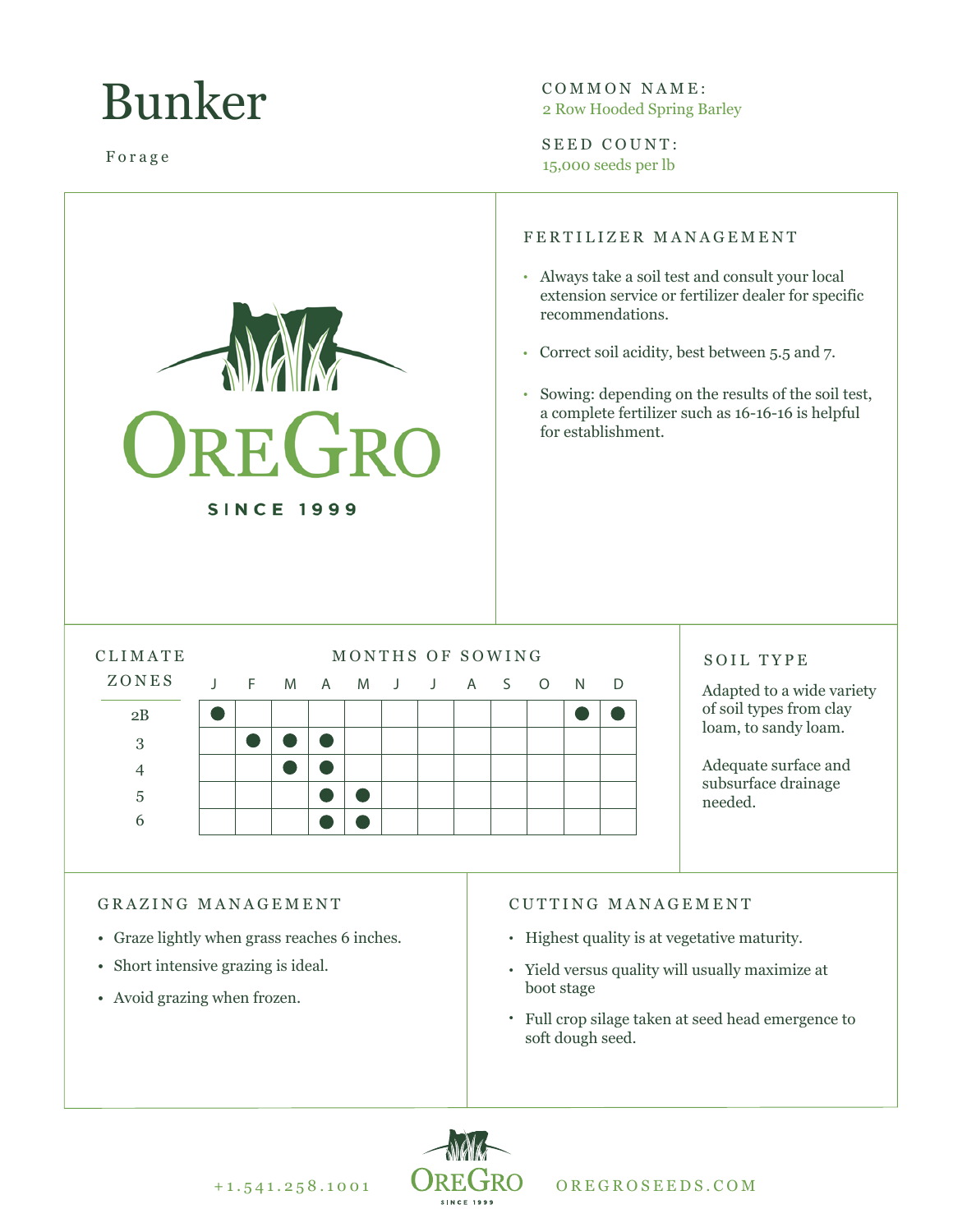# Bunker

Forage

COMMON NAME:
2 Row Hooded Spring Barley

SEED COUNT:
15,000 seeds per lb

OreGro
SINCE 1999

## FERTILIZER MANAGEMENT

- Always take a soil test and consult your local extension service or fertilizer dealer for specific recommendations.
- Correct soil acidity, best between 5.5 and 7.
- Sowing: depending on the results of the soil test, a complete fertilizer such as 16-16-16 is helpful for establishment.

## CLIMATE ZONES / MONTHS OF SOWING

| Zone | J | F | M | A | M | J | J | A | S | O | N | D |
|---|---|---|---|---|---|---|---|---|---|---|---|---|
| 2B | ● | | | | | | | | | | ● | ● |
| 3 | | ● | ● | ● | | | | | | | | |
| 4 | | | ● | ● | | | | | | | | |
| 5 | | | | ● | ● | | | | | | | |
| 6 | | | | ● | ● | | | | | | | |

## SOIL TYPE

Adapted to a wide variety of soil types from clay loam, to sandy loam.

Adequate surface and subsurface drainage needed.

## GRAZING MANAGEMENT

- Graze lightly when grass reaches 6 inches.
- Short intensive grazing is ideal.
- Avoid grazing when frozen.

## CUTTING MANAGEMENT

- Highest quality is at vegetative maturity.
- Yield versus quality will usually maximize at boot stage
- Full crop silage taken at seed head emergence to soft dough seed.

+1.541.258.1001 OreGro SINCE 1999 OREGROSEEDS.COM